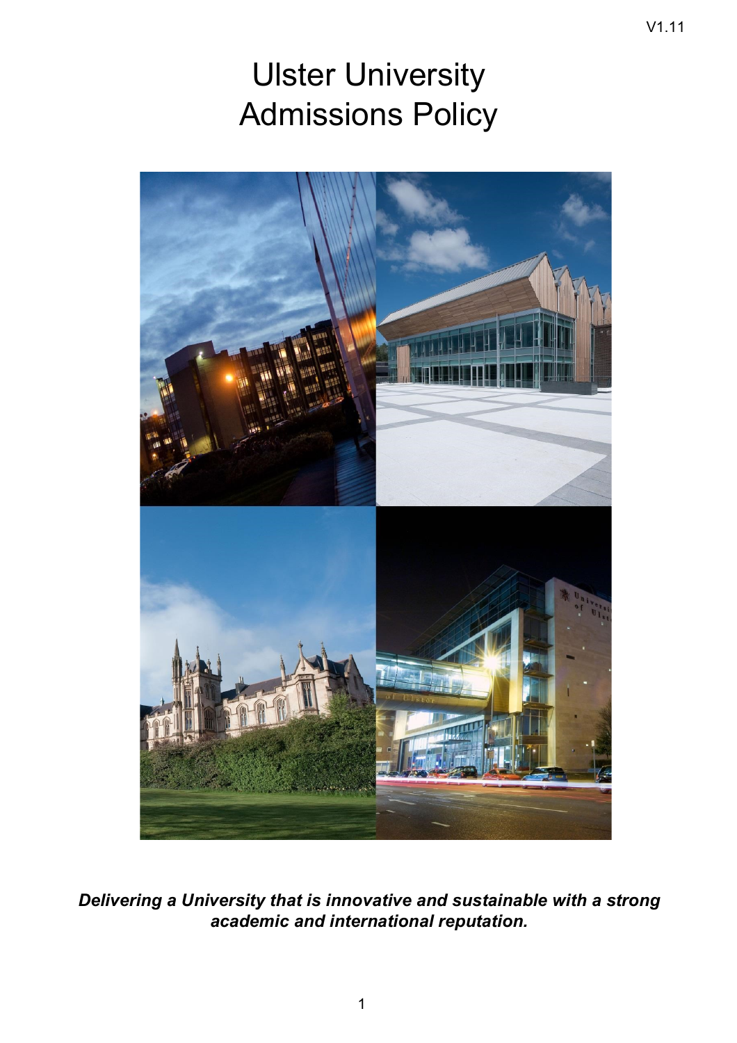V1.11

# Ulster University
# Admissions Policy

***Delivering a University that is innovative and sustainable with a strong academic and international reputation.***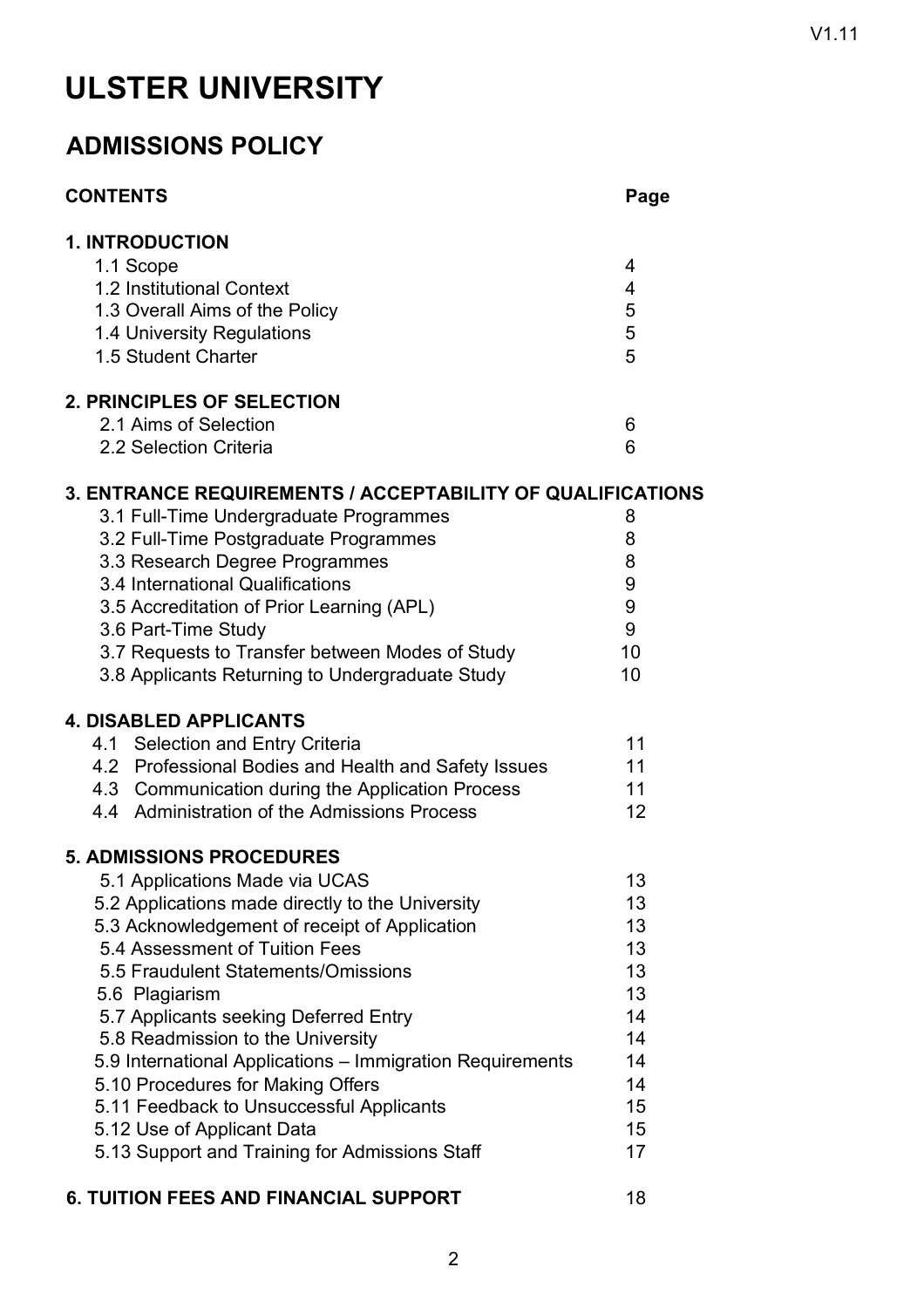# ULSTER UNIVERSITY

## ADMISSIONS POLICY

| CONTENTS | Page |
|---|---|
| **1. INTRODUCTION** | |
| 1.1 Scope | 4 |
| 1.2 Institutional Context | 4 |
| 1.3 Overall Aims of the Policy | 5 |
| 1.4 University Regulations | 5 |
| 1.5 Student Charter | 5 |
| **2. PRINCIPLES OF SELECTION** | |
| 2.1 Aims of Selection | 6 |
| 2.2 Selection Criteria | 6 |
| **3. ENTRANCE REQUIREMENTS / ACCEPTABILITY OF QUALIFICATIONS** | |
| 3.1 Full-Time Undergraduate Programmes | 8 |
| 3.2 Full-Time Postgraduate Programmes | 8 |
| 3.3 Research Degree Programmes | 8 |
| 3.4 International Qualifications | 9 |
| 3.5 Accreditation of Prior Learning (APL) | 9 |
| 3.6 Part-Time Study | 9 |
| 3.7 Requests to Transfer between Modes of Study | 10 |
| 3.8 Applicants Returning to Undergraduate Study | 10 |
| **4. DISABLED APPLICANTS** | |
| 4.1 Selection and Entry Criteria | 11 |
| 4.2 Professional Bodies and Health and Safety Issues | 11 |
| 4.3 Communication during the Application Process | 11 |
| 4.4 Administration of the Admissions Process | 12 |
| **5. ADMISSIONS PROCEDURES** | |
| 5.1 Applications Made via UCAS | 13 |
| 5.2 Applications made directly to the University | 13 |
| 5.3 Acknowledgement of receipt of Application | 13 |
| 5.4 Assessment of Tuition Fees | 13 |
| 5.5 Fraudulent Statements/Omissions | 13 |
| 5.6 Plagiarism | 13 |
| 5.7 Applicants seeking Deferred Entry | 14 |
| 5.8 Readmission to the University | 14 |
| 5.9 International Applications – Immigration Requirements | 14 |
| 5.10 Procedures for Making Offers | 14 |
| 5.11 Feedback to Unsuccessful Applicants | 15 |
| 5.12 Use of Applicant Data | 15 |
| 5.13 Support and Training for Admissions Staff | 17 |
| **6. TUITION FEES AND FINANCIAL SUPPORT** | 18 |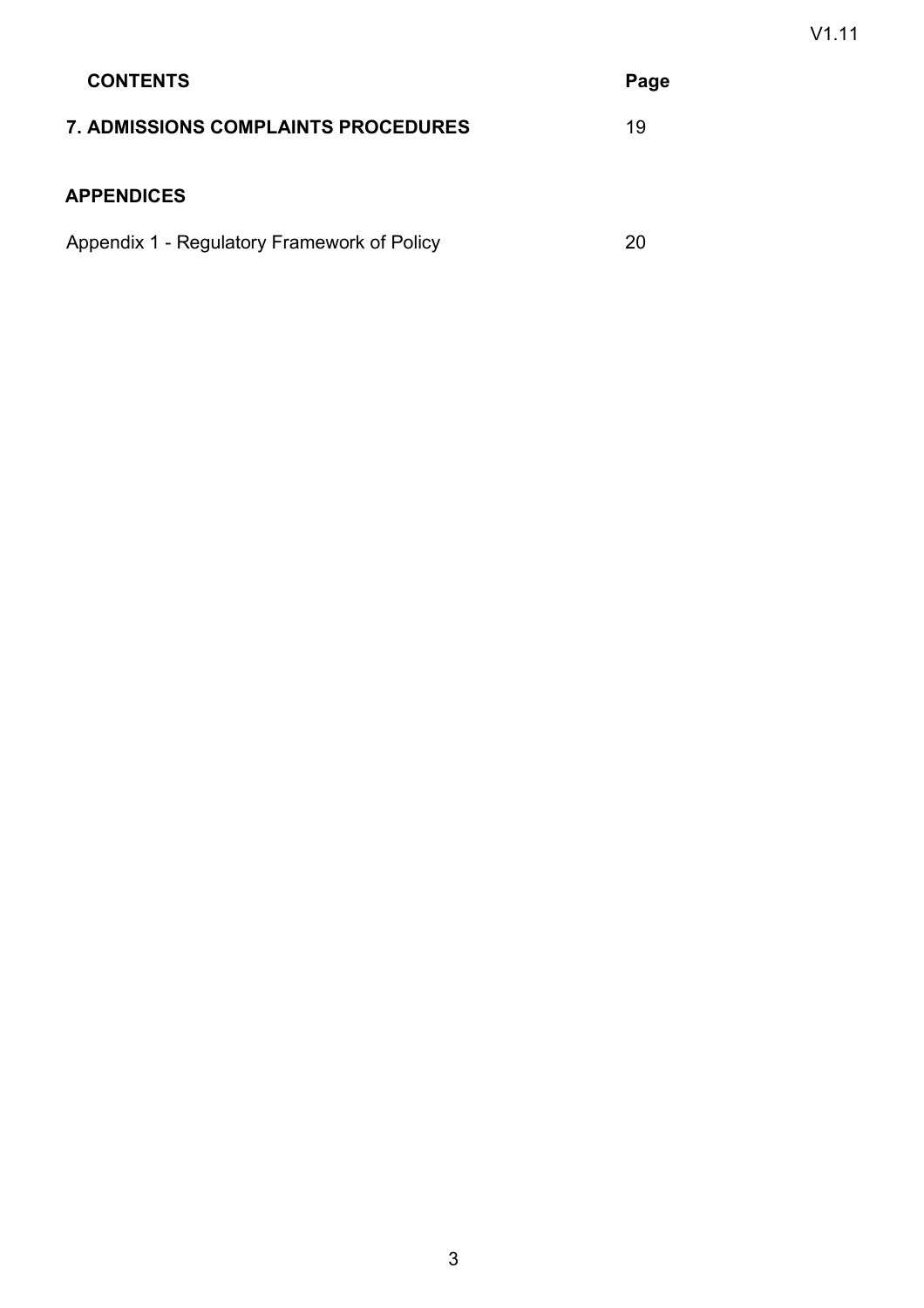| CONTENTS | Page |
| --- | --- |
| **7. ADMISSIONS COMPLAINTS PROCEDURES** | 19 |
| **APPENDICES** | |
| Appendix 1 - Regulatory Framework of Policy | 20 |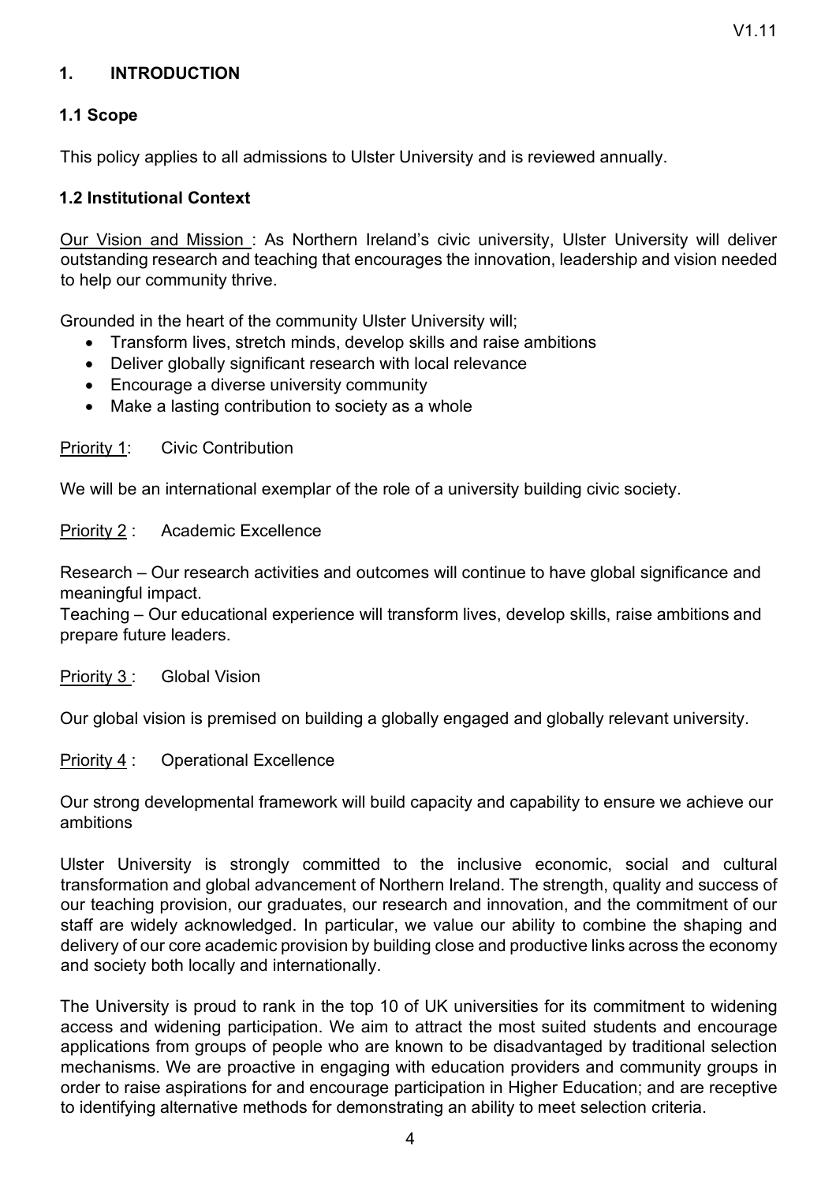## 1. INTRODUCTION

### 1.1 Scope

This policy applies to all admissions to Ulster University and is reviewed annually.

### 1.2 Institutional Context

Our Vision and Mission : As Northern Ireland's civic university, Ulster University will deliver outstanding research and teaching that encourages the innovation, leadership and vision needed to help our community thrive.

Grounded in the heart of the community Ulster University will;

- Transform lives, stretch minds, develop skills and raise ambitions
- Deliver globally significant research with local relevance
- Encourage a diverse university community
- Make a lasting contribution to society as a whole

Priority 1: Civic Contribution

We will be an international exemplar of the role of a university building civic society.

Priority 2 : Academic Excellence

Research – Our research activities and outcomes will continue to have global significance and meaningful impact.
Teaching – Our educational experience will transform lives, develop skills, raise ambitions and prepare future leaders.

Priority 3 : Global Vision

Our global vision is premised on building a globally engaged and globally relevant university.

Priority 4 : Operational Excellence

Our strong developmental framework will build capacity and capability to ensure we achieve our ambitions

Ulster University is strongly committed to the inclusive economic, social and cultural transformation and global advancement of Northern Ireland. The strength, quality and success of our teaching provision, our graduates, our research and innovation, and the commitment of our staff are widely acknowledged. In particular, we value our ability to combine the shaping and delivery of our core academic provision by building close and productive links across the economy and society both locally and internationally.

The University is proud to rank in the top 10 of UK universities for its commitment to widening access and widening participation. We aim to attract the most suited students and encourage applications from groups of people who are known to be disadvantaged by traditional selection mechanisms. We are proactive in engaging with education providers and community groups in order to raise aspirations for and encourage participation in Higher Education; and are receptive to identifying alternative methods for demonstrating an ability to meet selection criteria.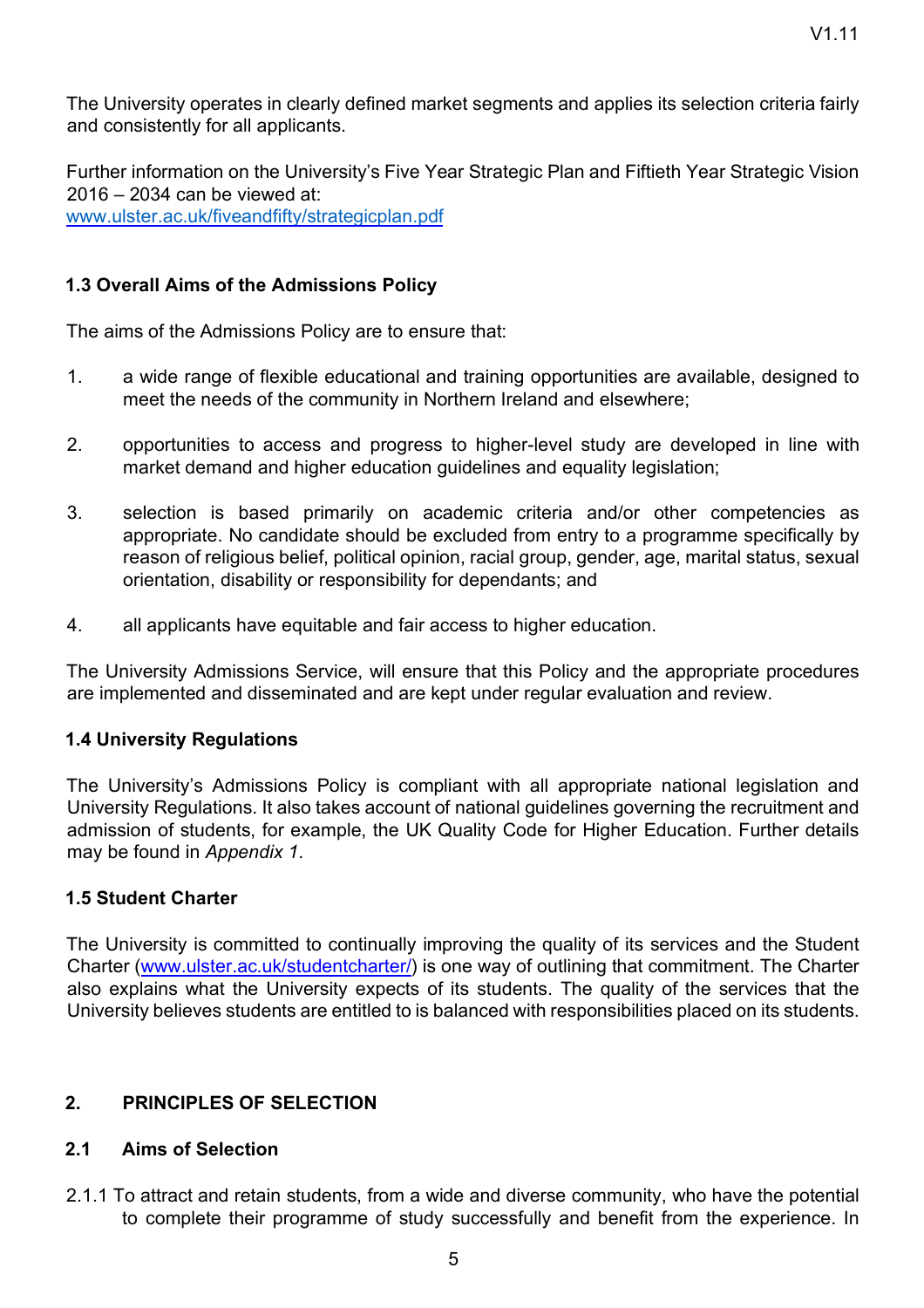The University operates in clearly defined market segments and applies its selection criteria fairly and consistently for all applicants.

Further information on the University's Five Year Strategic Plan and Fiftieth Year Strategic Vision 2016 – 2034 can be viewed at:
[www.ulster.ac.uk/fiveandfifty/strategicplan.pdf](www.ulster.ac.uk/fiveandfifty/strategicplan.pdf)

### 1.3 Overall Aims of the Admissions Policy

The aims of the Admissions Policy are to ensure that:

1. a wide range of flexible educational and training opportunities are available, designed to meet the needs of the community in Northern Ireland and elsewhere;

2. opportunities to access and progress to higher-level study are developed in line with market demand and higher education guidelines and equality legislation;

3. selection is based primarily on academic criteria and/or other competencies as appropriate. No candidate should be excluded from entry to a programme specifically by reason of religious belief, political opinion, racial group, gender, age, marital status, sexual orientation, disability or responsibility for dependants; and

4. all applicants have equitable and fair access to higher education.

The University Admissions Service, will ensure that this Policy and the appropriate procedures are implemented and disseminated and are kept under regular evaluation and review.

### 1.4 University Regulations

The University's Admissions Policy is compliant with all appropriate national legislation and University Regulations. It also takes account of national guidelines governing the recruitment and admission of students, for example, the UK Quality Code for Higher Education. Further details may be found in *Appendix 1*.

### 1.5 Student Charter

The University is committed to continually improving the quality of its services and the Student Charter ([www.ulster.ac.uk/studentcharter/](www.ulster.ac.uk/studentcharter/)) is one way of outlining that commitment. The Charter also explains what the University expects of its students. The quality of the services that the University believes students are entitled to is balanced with responsibilities placed on its students.

## 2. PRINCIPLES OF SELECTION

### 2.1 Aims of Selection

2.1.1 To attract and retain students, from a wide and diverse community, who have the potential to complete their programme of study successfully and benefit from the experience. In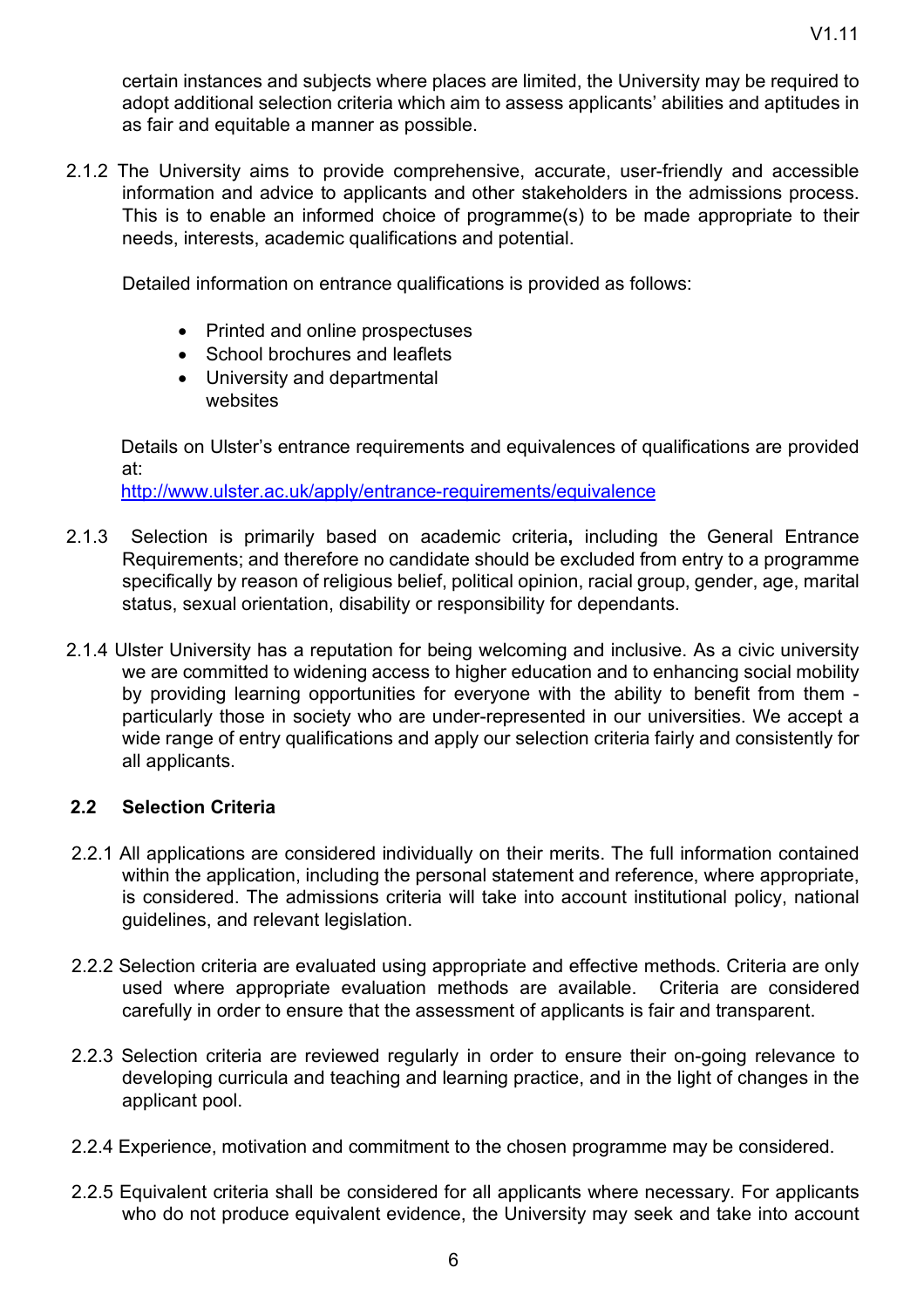certain instances and subjects where places are limited, the University may be required to adopt additional selection criteria which aim to assess applicants' abilities and aptitudes in as fair and equitable a manner as possible.

2.1.2 The University aims to provide comprehensive, accurate, user-friendly and accessible information and advice to applicants and other stakeholders in the admissions process. This is to enable an informed choice of programme(s) to be made appropriate to their needs, interests, academic qualifications and potential.

Detailed information on entrance qualifications is provided as follows:

- Printed and online prospectuses
- School brochures and leaflets
- University and departmental websites

Details on Ulster's entrance requirements and equivalences of qualifications are provided at:
http://www.ulster.ac.uk/apply/entrance-requirements/equivalence

2.1.3 Selection is primarily based on academic criteria**,** including the General Entrance Requirements; and therefore no candidate should be excluded from entry to a programme specifically by reason of religious belief, political opinion, racial group, gender, age, marital status, sexual orientation, disability or responsibility for dependants.

2.1.4 Ulster University has a reputation for being welcoming and inclusive. As a civic university we are committed to widening access to higher education and to enhancing social mobility by providing learning opportunities for everyone with the ability to benefit from them - particularly those in society who are under-represented in our universities. We accept a wide range of entry qualifications and apply our selection criteria fairly and consistently for all applicants.

### 2.2 Selection Criteria

2.2.1 All applications are considered individually on their merits. The full information contained within the application, including the personal statement and reference, where appropriate, is considered. The admissions criteria will take into account institutional policy, national guidelines, and relevant legislation.

2.2.2 Selection criteria are evaluated using appropriate and effective methods. Criteria are only used where appropriate evaluation methods are available. Criteria are considered carefully in order to ensure that the assessment of applicants is fair and transparent.

2.2.3 Selection criteria are reviewed regularly in order to ensure their on-going relevance to developing curricula and teaching and learning practice, and in the light of changes in the applicant pool.

2.2.4 Experience, motivation and commitment to the chosen programme may be considered.

2.2.5 Equivalent criteria shall be considered for all applicants where necessary. For applicants who do not produce equivalent evidence, the University may seek and take into account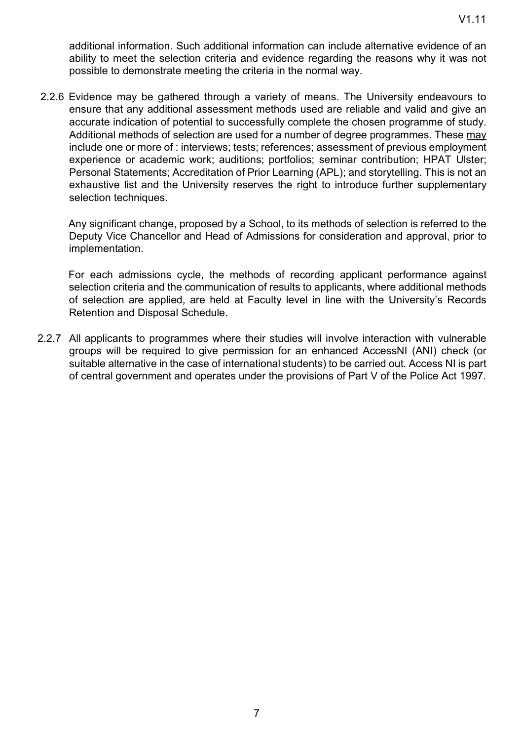additional information. Such additional information can include alternative evidence of an ability to meet the selection criteria and evidence regarding the reasons why it was not possible to demonstrate meeting the criteria in the normal way.

2.2.6 Evidence may be gathered through a variety of means. The University endeavours to ensure that any additional assessment methods used are reliable and valid and give an accurate indication of potential to successfully complete the chosen programme of study. Additional methods of selection are used for a number of degree programmes. These may include one or more of : interviews; tests; references; assessment of previous employment experience or academic work; auditions; portfolios; seminar contribution; HPAT Ulster; Personal Statements; Accreditation of Prior Learning (APL); and storytelling. This is not an exhaustive list and the University reserves the right to introduce further supplementary selection techniques.

Any significant change, proposed by a School, to its methods of selection is referred to the Deputy Vice Chancellor and Head of Admissions for consideration and approval, prior to implementation.

For each admissions cycle, the methods of recording applicant performance against selection criteria and the communication of results to applicants, where additional methods of selection are applied, are held at Faculty level in line with the University's Records Retention and Disposal Schedule.

2.2.7 All applicants to programmes where their studies will involve interaction with vulnerable groups will be required to give permission for an enhanced AccessNI (ANI) check (or suitable alternative in the case of international students) to be carried out. Access NI is part of central government and operates under the provisions of Part V of the Police Act 1997.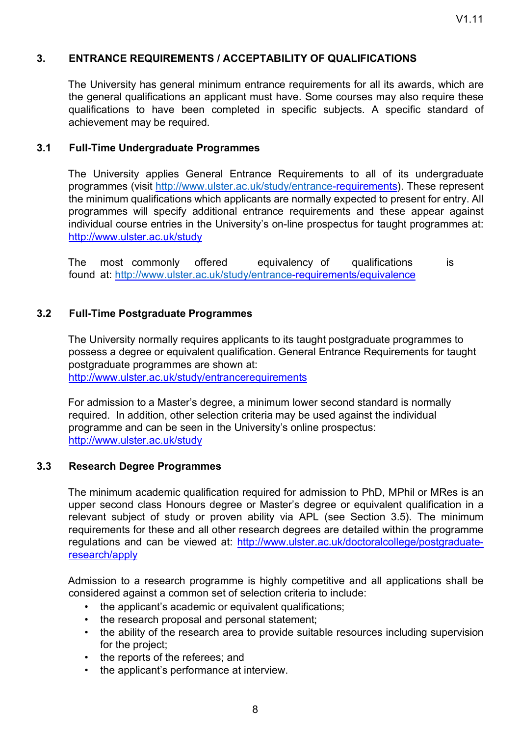## 3. ENTRANCE REQUIREMENTS / ACCEPTABILITY OF QUALIFICATIONS

The University has general minimum entrance requirements for all its awards, which are the general qualifications an applicant must have. Some courses may also require these qualifications to have been completed in specific subjects. A specific standard of achievement may be required.

### 3.1 Full-Time Undergraduate Programmes

The University applies General Entrance Requirements to all of its undergraduate programmes (visit http://www.ulster.ac.uk/study/entrance-requirements). These represent the minimum qualifications which applicants are normally expected to present for entry. All programmes will specify additional entrance requirements and these appear against individual course entries in the University's on-line prospectus for taught programmes at: http://www.ulster.ac.uk/study

The most commonly offered equivalency of qualifications is found at: http://www.ulster.ac.uk/study/entrance-requirements/equivalence

### 3.2 Full-Time Postgraduate Programmes

The University normally requires applicants to its taught postgraduate programmes to possess a degree or equivalent qualification. General Entrance Requirements for taught postgraduate programmes are shown at: http://www.ulster.ac.uk/study/entrancerequirements

For admission to a Master's degree, a minimum lower second standard is normally required. In addition, other selection criteria may be used against the individual programme and can be seen in the University's online prospectus: http://www.ulster.ac.uk/study

### 3.3 Research Degree Programmes

The minimum academic qualification required for admission to PhD, MPhil or MRes is an upper second class Honours degree or Master's degree or equivalent qualification in a relevant subject of study or proven ability via APL (see Section 3.5). The minimum requirements for these and all other research degrees are detailed within the programme regulations and can be viewed at: http://www.ulster.ac.uk/doctoralcollege/postgraduate-research/apply

Admission to a research programme is highly competitive and all applications shall be considered against a common set of selection criteria to include:

- the applicant's academic or equivalent qualifications;
- the research proposal and personal statement;
- the ability of the research area to provide suitable resources including supervision for the project;
- the reports of the referees; and
- the applicant's performance at interview.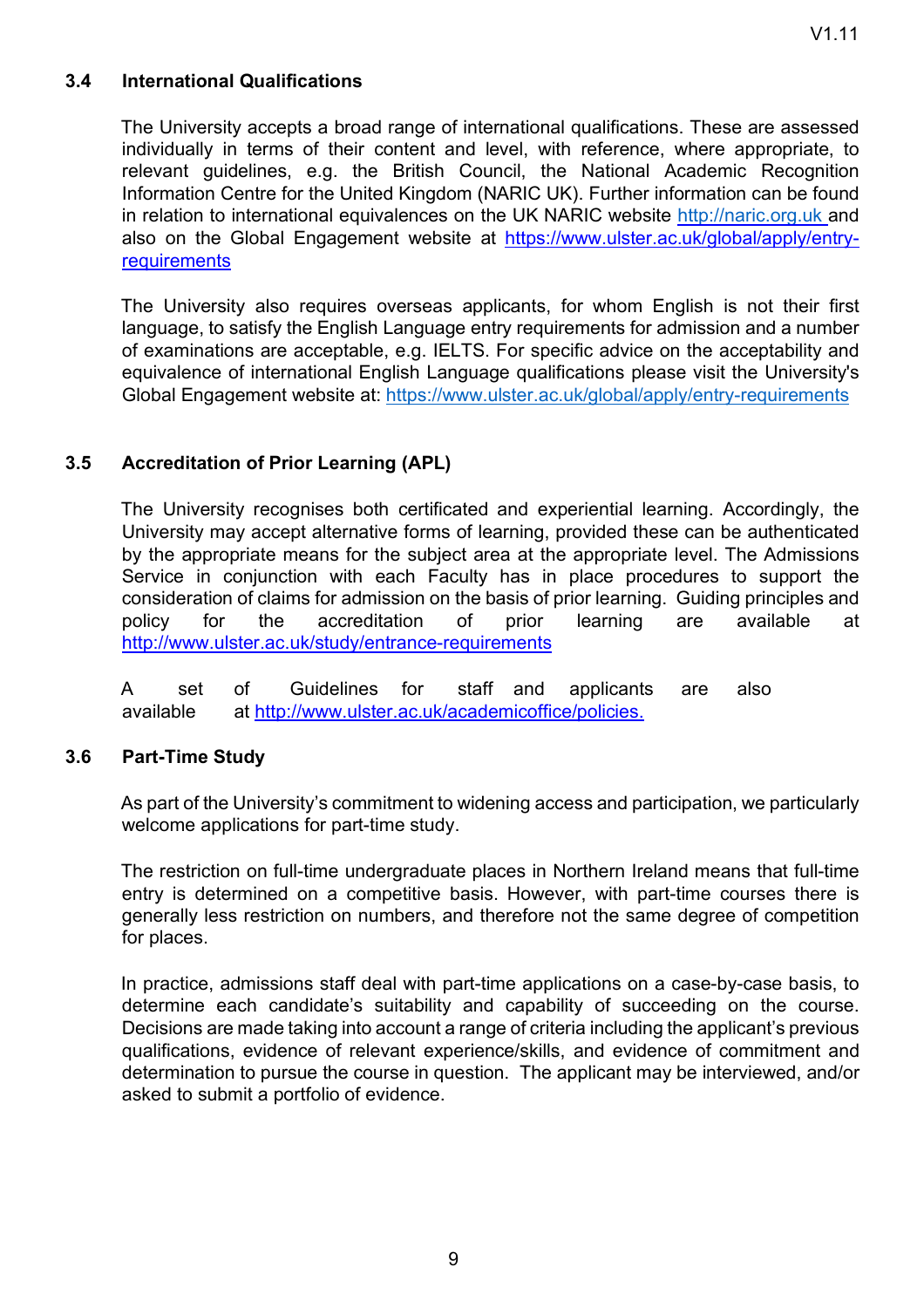### 3.4 International Qualifications

The University accepts a broad range of international qualifications. These are assessed individually in terms of their content and level, with reference, where appropriate, to relevant guidelines, e.g. the British Council, the National Academic Recognition Information Centre for the United Kingdom (NARIC UK). Further information can be found in relation to international equivalences on the UK NARIC website http://naric.org.uk and also on the Global Engagement website at https://www.ulster.ac.uk/global/apply/entry-requirements

The University also requires overseas applicants, for whom English is not their first language, to satisfy the English Language entry requirements for admission and a number of examinations are acceptable, e.g. IELTS. For specific advice on the acceptability and equivalence of international English Language qualifications please visit the University's Global Engagement website at: https://www.ulster.ac.uk/global/apply/entry-requirements

### 3.5 Accreditation of Prior Learning (APL)

The University recognises both certificated and experiential learning. Accordingly, the University may accept alternative forms of learning, provided these can be authenticated by the appropriate means for the subject area at the appropriate level. The Admissions Service in conjunction with each Faculty has in place procedures to support the consideration of claims for admission on the basis of prior learning. Guiding principles and policy for the accreditation of prior learning are available at http://www.ulster.ac.uk/study/entrance-requirements

A set of Guidelines for staff and applicants are also available at http://www.ulster.ac.uk/academicoffice/policies.

### 3.6 Part-Time Study

As part of the University's commitment to widening access and participation, we particularly welcome applications for part-time study.

The restriction on full-time undergraduate places in Northern Ireland means that full-time entry is determined on a competitive basis. However, with part-time courses there is generally less restriction on numbers, and therefore not the same degree of competition for places.

In practice, admissions staff deal with part-time applications on a case-by-case basis, to determine each candidate's suitability and capability of succeeding on the course. Decisions are made taking into account a range of criteria including the applicant's previous qualifications, evidence of relevant experience/skills, and evidence of commitment and determination to pursue the course in question. The applicant may be interviewed, and/or asked to submit a portfolio of evidence.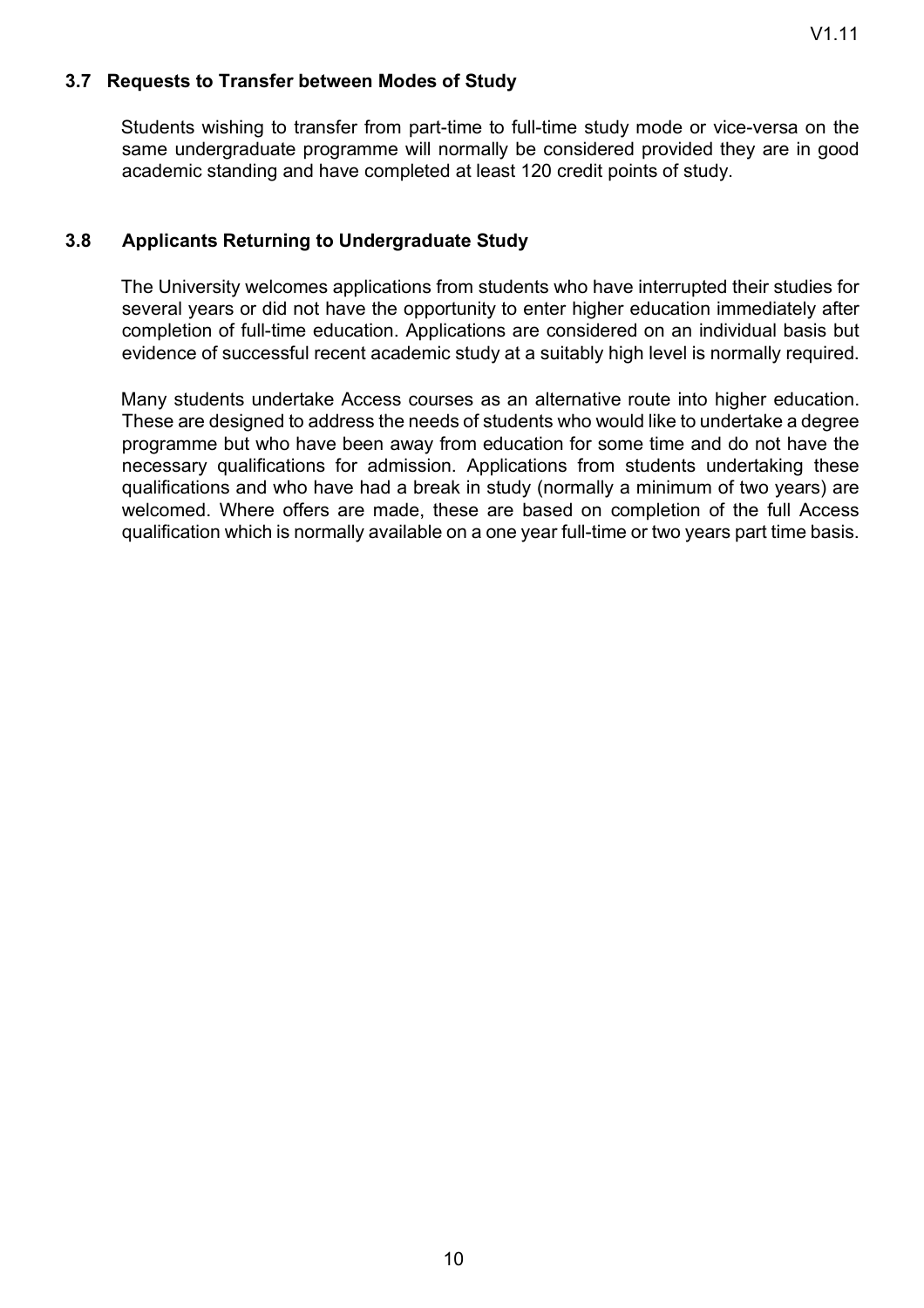### 3.7 Requests to Transfer between Modes of Study

Students wishing to transfer from part-time to full-time study mode or vice-versa on the same undergraduate programme will normally be considered provided they are in good academic standing and have completed at least 120 credit points of study.

### 3.8 Applicants Returning to Undergraduate Study

The University welcomes applications from students who have interrupted their studies for several years or did not have the opportunity to enter higher education immediately after completion of full-time education. Applications are considered on an individual basis but evidence of successful recent academic study at a suitably high level is normally required.

Many students undertake Access courses as an alternative route into higher education. These are designed to address the needs of students who would like to undertake a degree programme but who have been away from education for some time and do not have the necessary qualifications for admission. Applications from students undertaking these qualifications and who have had a break in study (normally a minimum of two years) are welcomed. Where offers are made, these are based on completion of the full Access qualification which is normally available on a one year full-time or two years part time basis.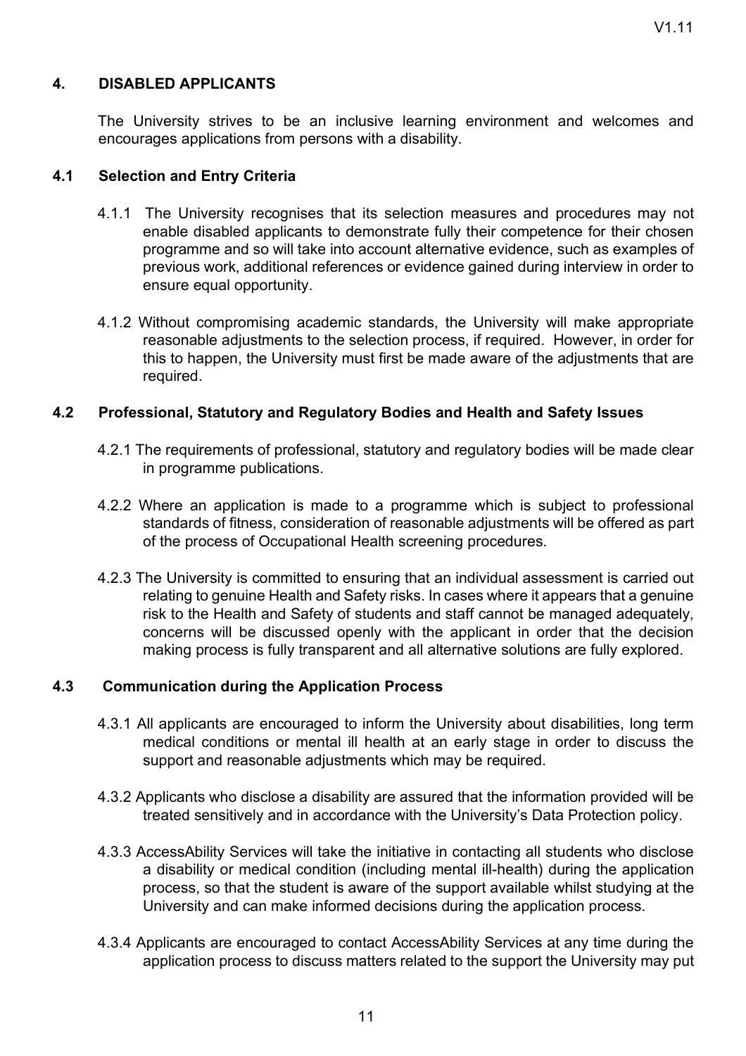## 4. DISABLED APPLICANTS

The University strives to be an inclusive learning environment and welcomes and encourages applications from persons with a disability.

### 4.1 Selection and Entry Criteria

4.1.1 The University recognises that its selection measures and procedures may not enable disabled applicants to demonstrate fully their competence for their chosen programme and so will take into account alternative evidence, such as examples of previous work, additional references or evidence gained during interview in order to ensure equal opportunity.

4.1.2 Without compromising academic standards, the University will make appropriate reasonable adjustments to the selection process, if required. However, in order for this to happen, the University must first be made aware of the adjustments that are required.

### 4.2 Professional, Statutory and Regulatory Bodies and Health and Safety Issues

4.2.1 The requirements of professional, statutory and regulatory bodies will be made clear in programme publications.

4.2.2 Where an application is made to a programme which is subject to professional standards of fitness, consideration of reasonable adjustments will be offered as part of the process of Occupational Health screening procedures.

4.2.3 The University is committed to ensuring that an individual assessment is carried out relating to genuine Health and Safety risks. In cases where it appears that a genuine risk to the Health and Safety of students and staff cannot be managed adequately, concerns will be discussed openly with the applicant in order that the decision making process is fully transparent and all alternative solutions are fully explored.

### 4.3 Communication during the Application Process

4.3.1 All applicants are encouraged to inform the University about disabilities, long term medical conditions or mental ill health at an early stage in order to discuss the support and reasonable adjustments which may be required.

4.3.2 Applicants who disclose a disability are assured that the information provided will be treated sensitively and in accordance with the University's Data Protection policy.

4.3.3 AccessAbility Services will take the initiative in contacting all students who disclose a disability or medical condition (including mental ill-health) during the application process, so that the student is aware of the support available whilst studying at the University and can make informed decisions during the application process.

4.3.4 Applicants are encouraged to contact AccessAbility Services at any time during the application process to discuss matters related to the support the University may put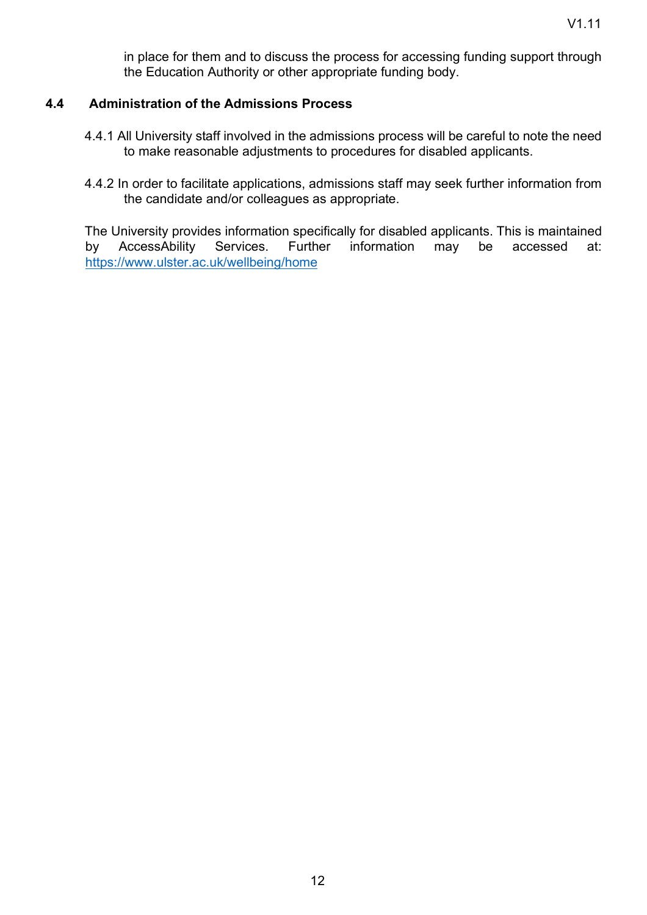in place for them and to discuss the process for accessing funding support through the Education Authority or other appropriate funding body.

## 4.4 Administration of the Admissions Process

4.4.1 All University staff involved in the admissions process will be careful to note the need to make reasonable adjustments to procedures for disabled applicants.

4.4.2 In order to facilitate applications, admissions staff may seek further information from the candidate and/or colleagues as appropriate.

The University provides information specifically for disabled applicants. This is maintained by AccessAbility Services. Further information may be accessed at: https://www.ulster.ac.uk/wellbeing/home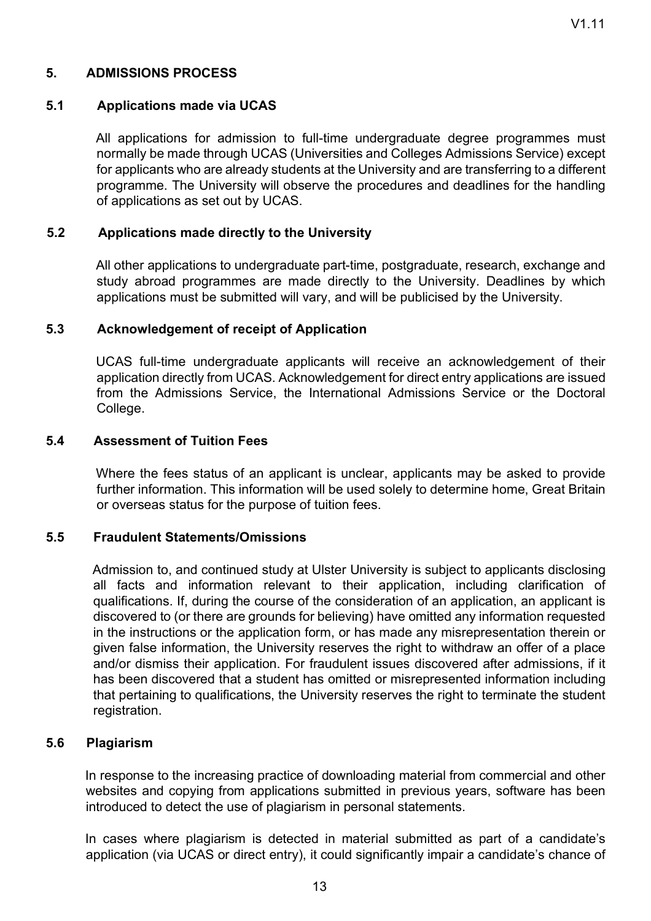## 5. ADMISSIONS PROCESS

### 5.1 Applications made via UCAS

All applications for admission to full-time undergraduate degree programmes must normally be made through UCAS (Universities and Colleges Admissions Service) except for applicants who are already students at the University and are transferring to a different programme. The University will observe the procedures and deadlines for the handling of applications as set out by UCAS.

### 5.2 Applications made directly to the University

All other applications to undergraduate part-time, postgraduate, research, exchange and study abroad programmes are made directly to the University. Deadlines by which applications must be submitted will vary, and will be publicised by the University.

### 5.3 Acknowledgement of receipt of Application

UCAS full-time undergraduate applicants will receive an acknowledgement of their application directly from UCAS. Acknowledgement for direct entry applications are issued from the Admissions Service, the International Admissions Service or the Doctoral College.

### 5.4 Assessment of Tuition Fees

Where the fees status of an applicant is unclear, applicants may be asked to provide further information. This information will be used solely to determine home, Great Britain or overseas status for the purpose of tuition fees.

### 5.5 Fraudulent Statements/Omissions

Admission to, and continued study at Ulster University is subject to applicants disclosing all facts and information relevant to their application, including clarification of qualifications. If, during the course of the consideration of an application, an applicant is discovered to (or there are grounds for believing) have omitted any information requested in the instructions or the application form, or has made any misrepresentation therein or given false information, the University reserves the right to withdraw an offer of a place and/or dismiss their application. For fraudulent issues discovered after admissions, if it has been discovered that a student has omitted or misrepresented information including that pertaining to qualifications, the University reserves the right to terminate the student registration.

### 5.6 Plagiarism

In response to the increasing practice of downloading material from commercial and other websites and copying from applications submitted in previous years, software has been introduced to detect the use of plagiarism in personal statements.

In cases where plagiarism is detected in material submitted as part of a candidate's application (via UCAS or direct entry), it could significantly impair a candidate's chance of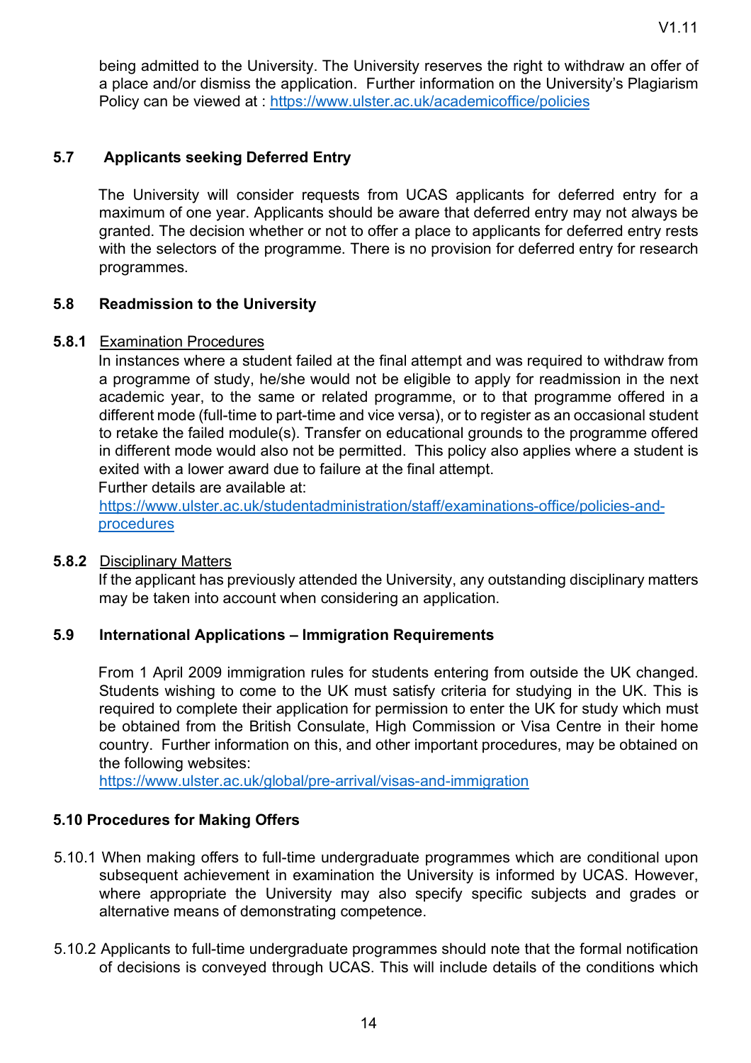being admitted to the University. The University reserves the right to withdraw an offer of a place and/or dismiss the application. Further information on the University's Plagiarism Policy can be viewed at : https://www.ulster.ac.uk/academicoffice/policies

### 5.7 Applicants seeking Deferred Entry

The University will consider requests from UCAS applicants for deferred entry for a maximum of one year. Applicants should be aware that deferred entry may not always be granted. The decision whether or not to offer a place to applicants for deferred entry rests with the selectors of the programme. There is no provision for deferred entry for research programmes.

### 5.8 Readmission to the University

**5.8.1** Examination Procedures

In instances where a student failed at the final attempt and was required to withdraw from a programme of study, he/she would not be eligible to apply for readmission in the next academic year, to the same or related programme, or to that programme offered in a different mode (full-time to part-time and vice versa), or to register as an occasional student to retake the failed module(s). Transfer on educational grounds to the programme offered in different mode would also not be permitted. This policy also applies where a student is exited with a lower award due to failure at the final attempt.
Further details are available at:
https://www.ulster.ac.uk/studentadministration/staff/examinations-office/policies-and-procedures

**5.8.2** Disciplinary Matters

If the applicant has previously attended the University, any outstanding disciplinary matters may be taken into account when considering an application.

### 5.9 International Applications – Immigration Requirements

From 1 April 2009 immigration rules for students entering from outside the UK changed. Students wishing to come to the UK must satisfy criteria for studying in the UK. This is required to complete their application for permission to enter the UK for study which must be obtained from the British Consulate, High Commission or Visa Centre in their home country. Further information on this, and other important procedures, may be obtained on the following websites:
https://www.ulster.ac.uk/global/pre-arrival/visas-and-immigration

### 5.10 Procedures for Making Offers

5.10.1 When making offers to full-time undergraduate programmes which are conditional upon subsequent achievement in examination the University is informed by UCAS. However, where appropriate the University may also specify specific subjects and grades or alternative means of demonstrating competence.

5.10.2 Applicants to full-time undergraduate programmes should note that the formal notification of decisions is conveyed through UCAS. This will include details of the conditions which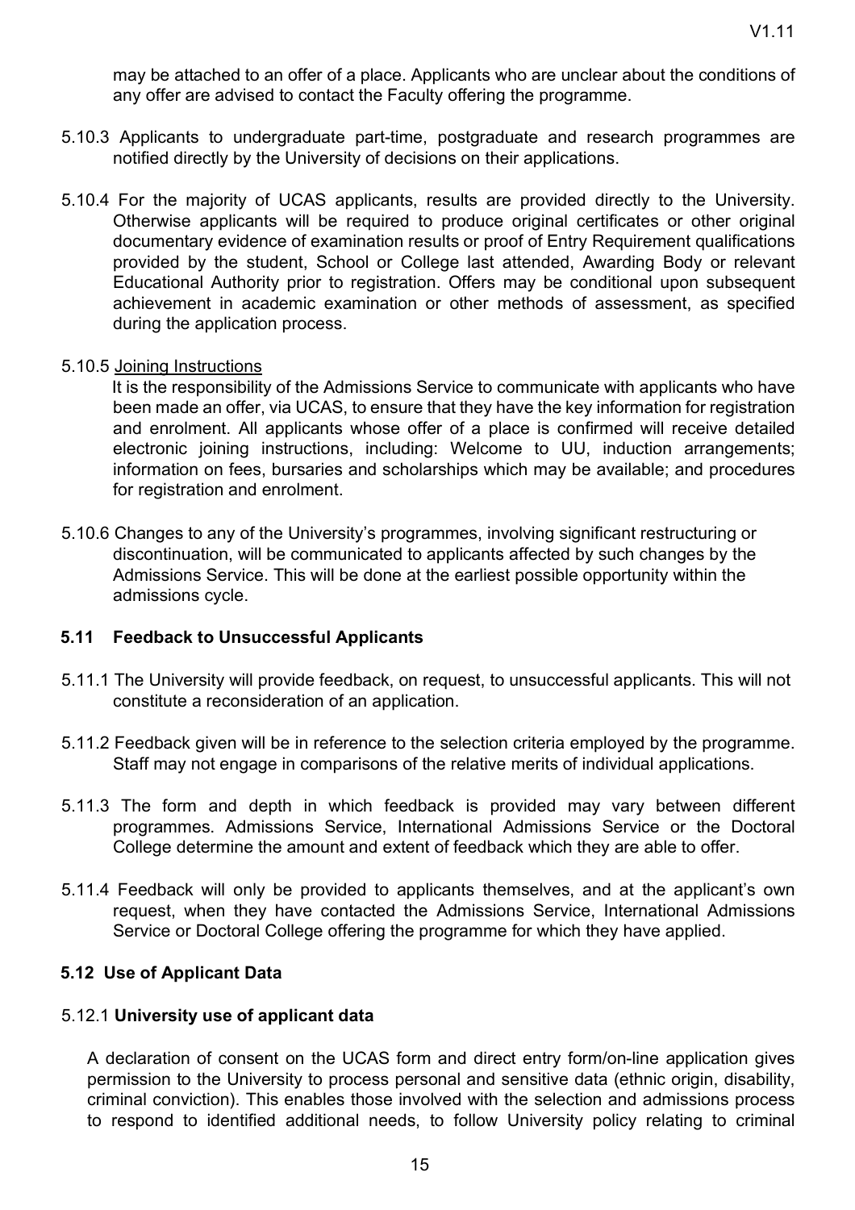may be attached to an offer of a place. Applicants who are unclear about the conditions of any offer are advised to contact the Faculty offering the programme.

5.10.3 Applicants to undergraduate part-time, postgraduate and research programmes are notified directly by the University of decisions on their applications.

5.10.4 For the majority of UCAS applicants, results are provided directly to the University. Otherwise applicants will be required to produce original certificates or other original documentary evidence of examination results or proof of Entry Requirement qualifications provided by the student, School or College last attended, Awarding Body or relevant Educational Authority prior to registration. Offers may be conditional upon subsequent achievement in academic examination or other methods of assessment, as specified during the application process.

5.10.5 Joining Instructions

It is the responsibility of the Admissions Service to communicate with applicants who have been made an offer, via UCAS, to ensure that they have the key information for registration and enrolment. All applicants whose offer of a place is confirmed will receive detailed electronic joining instructions, including: Welcome to UU, induction arrangements; information on fees, bursaries and scholarships which may be available; and procedures for registration and enrolment.

5.10.6 Changes to any of the University's programmes, involving significant restructuring or discontinuation, will be communicated to applicants affected by such changes by the Admissions Service. This will be done at the earliest possible opportunity within the admissions cycle.

### 5.11 Feedback to Unsuccessful Applicants

5.11.1 The University will provide feedback, on request, to unsuccessful applicants. This will not constitute a reconsideration of an application.

5.11.2 Feedback given will be in reference to the selection criteria employed by the programme. Staff may not engage in comparisons of the relative merits of individual applications.

5.11.3 The form and depth in which feedback is provided may vary between different programmes. Admissions Service, International Admissions Service or the Doctoral College determine the amount and extent of feedback which they are able to offer.

5.11.4 Feedback will only be provided to applicants themselves, and at the applicant's own request, when they have contacted the Admissions Service, International Admissions Service or Doctoral College offering the programme for which they have applied.

### 5.12 Use of Applicant Data

#### 5.12.1 **University use of applicant data**

A declaration of consent on the UCAS form and direct entry form/on-line application gives permission to the University to process personal and sensitive data (ethnic origin, disability, criminal conviction). This enables those involved with the selection and admissions process to respond to identified additional needs, to follow University policy relating to criminal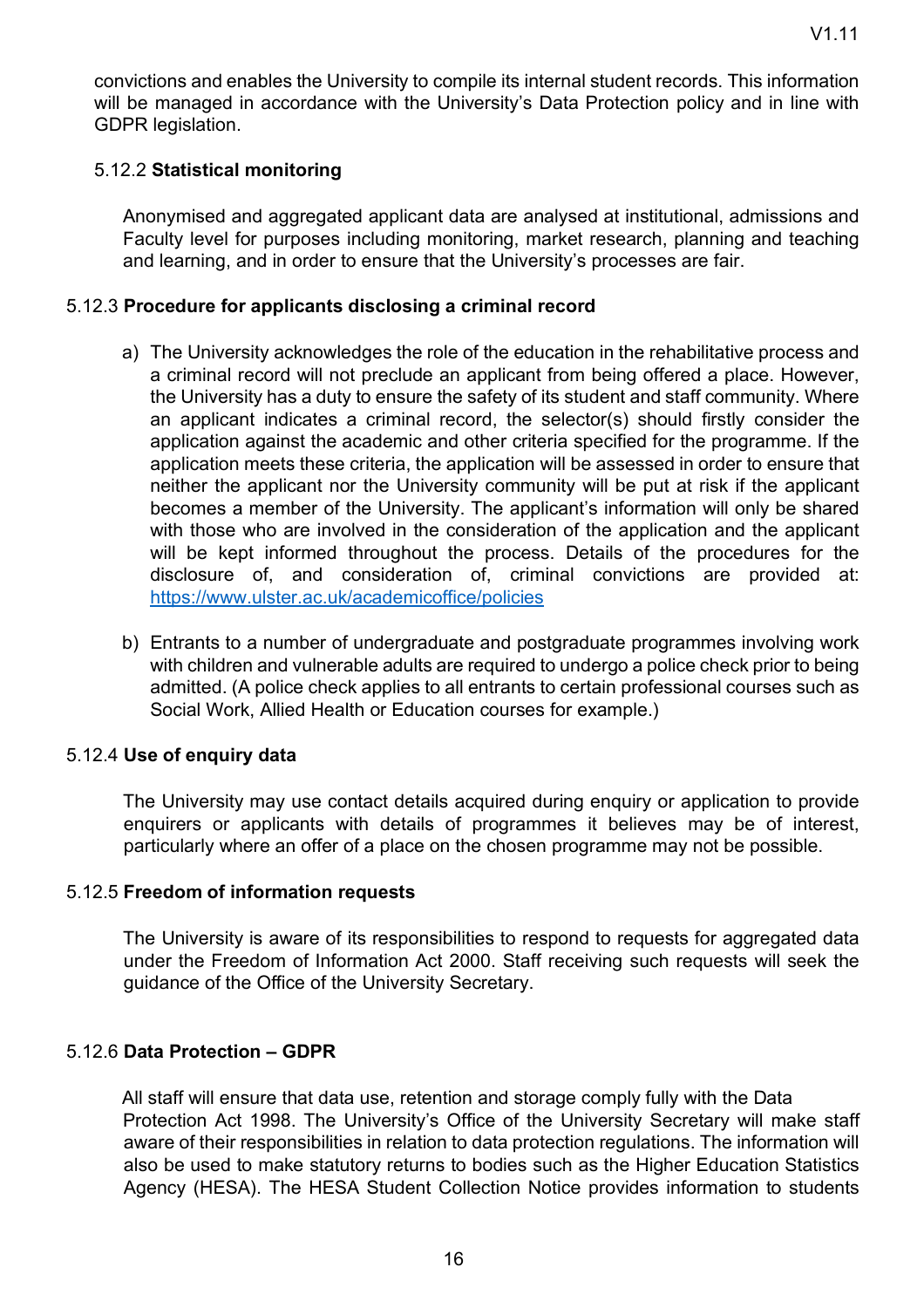convictions and enables the University to compile its internal student records. This information will be managed in accordance with the University's Data Protection policy and in line with GDPR legislation.

#### 5.12.2 **Statistical monitoring**

Anonymised and aggregated applicant data are analysed at institutional, admissions and Faculty level for purposes including monitoring, market research, planning and teaching and learning, and in order to ensure that the University's processes are fair.

#### 5.12.3 **Procedure for applicants disclosing a criminal record**

a) The University acknowledges the role of the education in the rehabilitative process and a criminal record will not preclude an applicant from being offered a place. However, the University has a duty to ensure the safety of its student and staff community. Where an applicant indicates a criminal record, the selector(s) should firstly consider the application against the academic and other criteria specified for the programme. If the application meets these criteria, the application will be assessed in order to ensure that neither the applicant nor the University community will be put at risk if the applicant becomes a member of the University. The applicant's information will only be shared with those who are involved in the consideration of the application and the applicant will be kept informed throughout the process. Details of the procedures for the disclosure of, and consideration of, criminal convictions are provided at: [https://www.ulster.ac.uk/academicoffice/policies](https://www.ulster.ac.uk/academicoffice/policies)

b) Entrants to a number of undergraduate and postgraduate programmes involving work with children and vulnerable adults are required to undergo a police check prior to being admitted. (A police check applies to all entrants to certain professional courses such as Social Work, Allied Health or Education courses for example.)

#### 5.12.4 **Use of enquiry data**

The University may use contact details acquired during enquiry or application to provide enquirers or applicants with details of programmes it believes may be of interest, particularly where an offer of a place on the chosen programme may not be possible.

#### 5.12.5 **Freedom of information requests**

The University is aware of its responsibilities to respond to requests for aggregated data under the Freedom of Information Act 2000. Staff receiving such requests will seek the guidance of the Office of the University Secretary.

#### 5.12.6 **Data Protection – GDPR**

All staff will ensure that data use, retention and storage comply fully with the Data Protection Act 1998. The University's Office of the University Secretary will make staff aware of their responsibilities in relation to data protection regulations. The information will also be used to make statutory returns to bodies such as the Higher Education Statistics Agency (HESA). The HESA Student Collection Notice provides information to students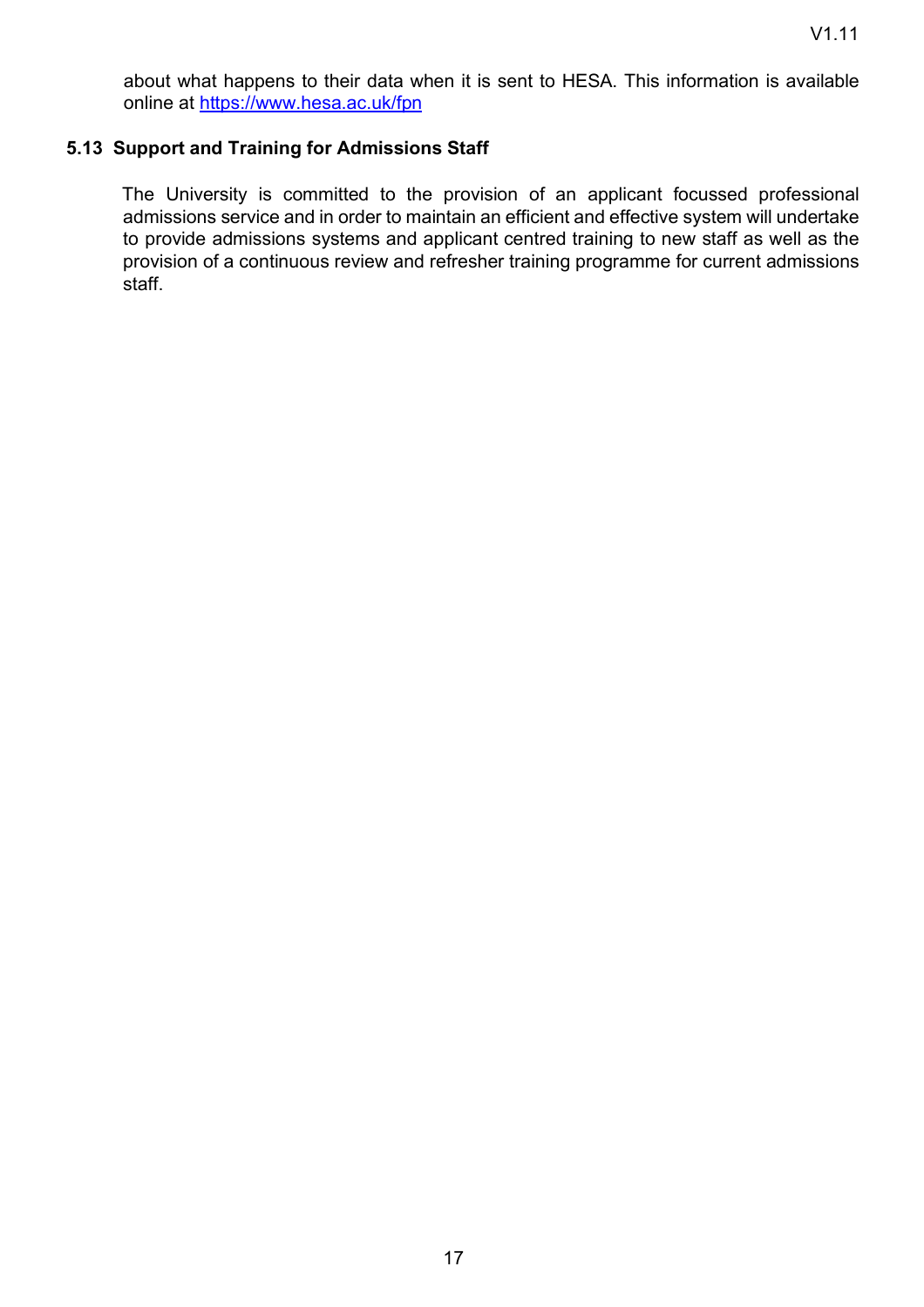about what happens to their data when it is sent to HESA. This information is available online at [https://www.hesa.ac.uk/fpn](https://www.hesa.ac.uk/fpn)

### 5.13 Support and Training for Admissions Staff

The University is committed to the provision of an applicant focussed professional admissions service and in order to maintain an efficient and effective system will undertake to provide admissions systems and applicant centred training to new staff as well as the provision of a continuous review and refresher training programme for current admissions staff.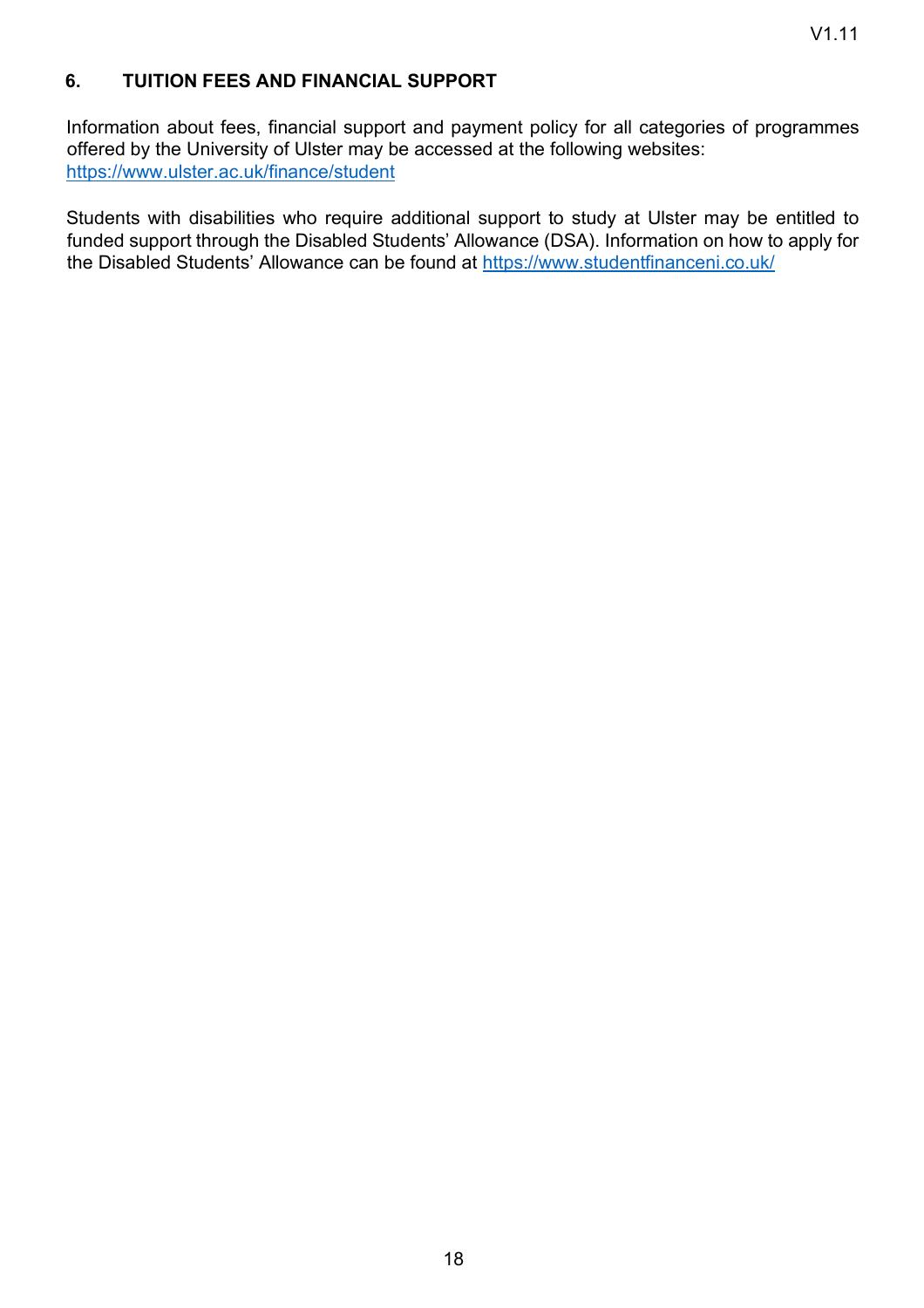## 6. TUITION FEES AND FINANCIAL SUPPORT

Information about fees, financial support and payment policy for all categories of programmes offered by the University of Ulster may be accessed at the following websites: https://www.ulster.ac.uk/finance/student

Students with disabilities who require additional support to study at Ulster may be entitled to funded support through the Disabled Students' Allowance (DSA). Information on how to apply for the Disabled Students' Allowance can be found at https://www.studentfinanceni.co.uk/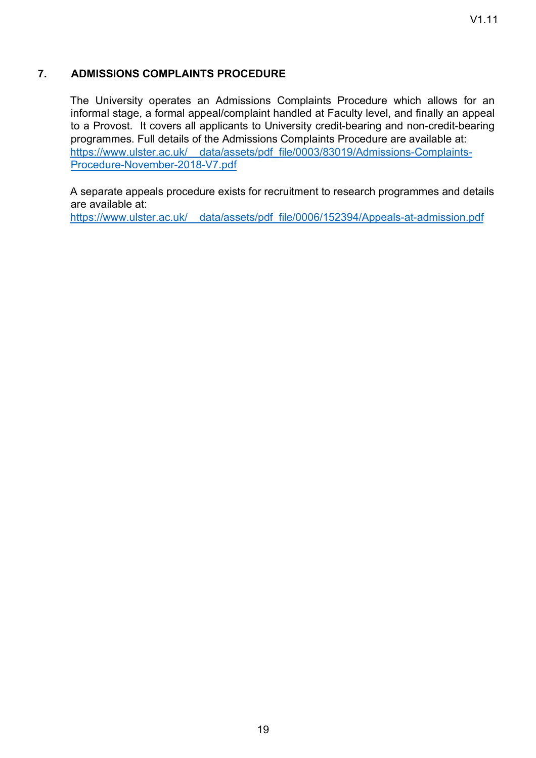## 7. ADMISSIONS COMPLAINTS PROCEDURE

The University operates an Admissions Complaints Procedure which allows for an informal stage, a formal appeal/complaint handled at Faculty level, and finally an appeal to a Provost. It covers all applicants to University credit-bearing and non-credit-bearing programmes. Full details of the Admissions Complaints Procedure are available at: https://www.ulster.ac.uk/__data/assets/pdf_file/0003/83019/Admissions-Complaints-Procedure-November-2018-V7.pdf

A separate appeals procedure exists for recruitment to research programmes and details are available at:
https://www.ulster.ac.uk/__data/assets/pdf_file/0006/152394/Appeals-at-admission.pdf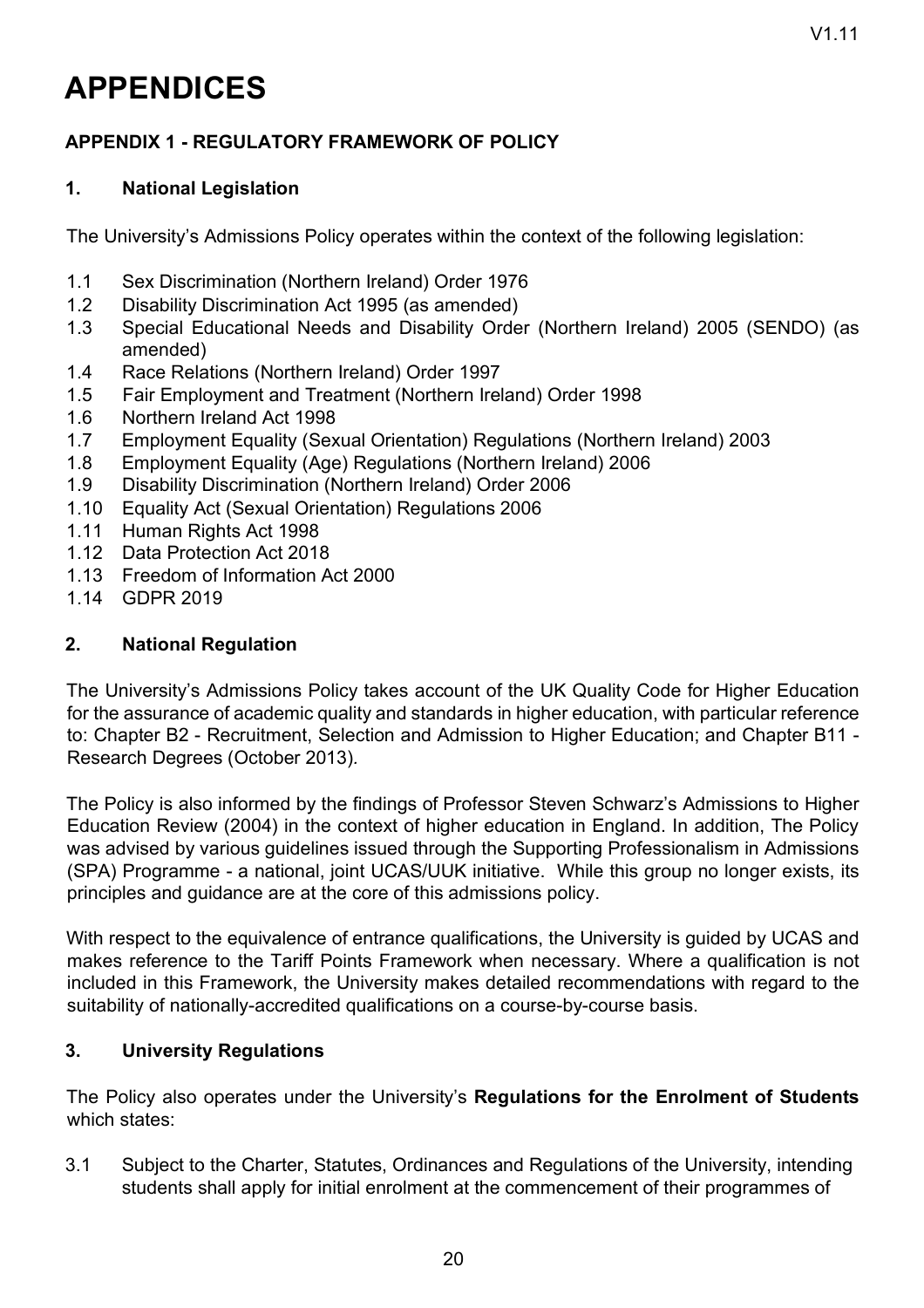# APPENDICES

## APPENDIX 1 - REGULATORY FRAMEWORK OF POLICY

### 1. National Legislation

The University's Admissions Policy operates within the context of the following legislation:

1.1 Sex Discrimination (Northern Ireland) Order 1976
1.2 Disability Discrimination Act 1995 (as amended)
1.3 Special Educational Needs and Disability Order (Northern Ireland) 2005 (SENDO) (as amended)
1.4 Race Relations (Northern Ireland) Order 1997
1.5 Fair Employment and Treatment (Northern Ireland) Order 1998
1.6 Northern Ireland Act 1998
1.7 Employment Equality (Sexual Orientation) Regulations (Northern Ireland) 2003
1.8 Employment Equality (Age) Regulations (Northern Ireland) 2006
1.9 Disability Discrimination (Northern Ireland) Order 2006
1.10 Equality Act (Sexual Orientation) Regulations 2006
1.11 Human Rights Act 1998
1.12 Data Protection Act 2018
1.13 Freedom of Information Act 2000
1.14 GDPR 2019

### 2. National Regulation

The University's Admissions Policy takes account of the UK Quality Code for Higher Education for the assurance of academic quality and standards in higher education, with particular reference to: Chapter B2 - Recruitment, Selection and Admission to Higher Education; and Chapter B11 - Research Degrees (October 2013).

The Policy is also informed by the findings of Professor Steven Schwarz's Admissions to Higher Education Review (2004) in the context of higher education in England. In addition, The Policy was advised by various guidelines issued through the Supporting Professionalism in Admissions (SPA) Programme - a national, joint UCAS/UUK initiative. While this group no longer exists, its principles and guidance are at the core of this admissions policy.

With respect to the equivalence of entrance qualifications, the University is guided by UCAS and makes reference to the Tariff Points Framework when necessary. Where a qualification is not included in this Framework, the University makes detailed recommendations with regard to the suitability of nationally-accredited qualifications on a course-by-course basis.

### 3. University Regulations

The Policy also operates under the University's **Regulations for the Enrolment of Students** which states:

3.1 Subject to the Charter, Statutes, Ordinances and Regulations of the University, intending students shall apply for initial enrolment at the commencement of their programmes of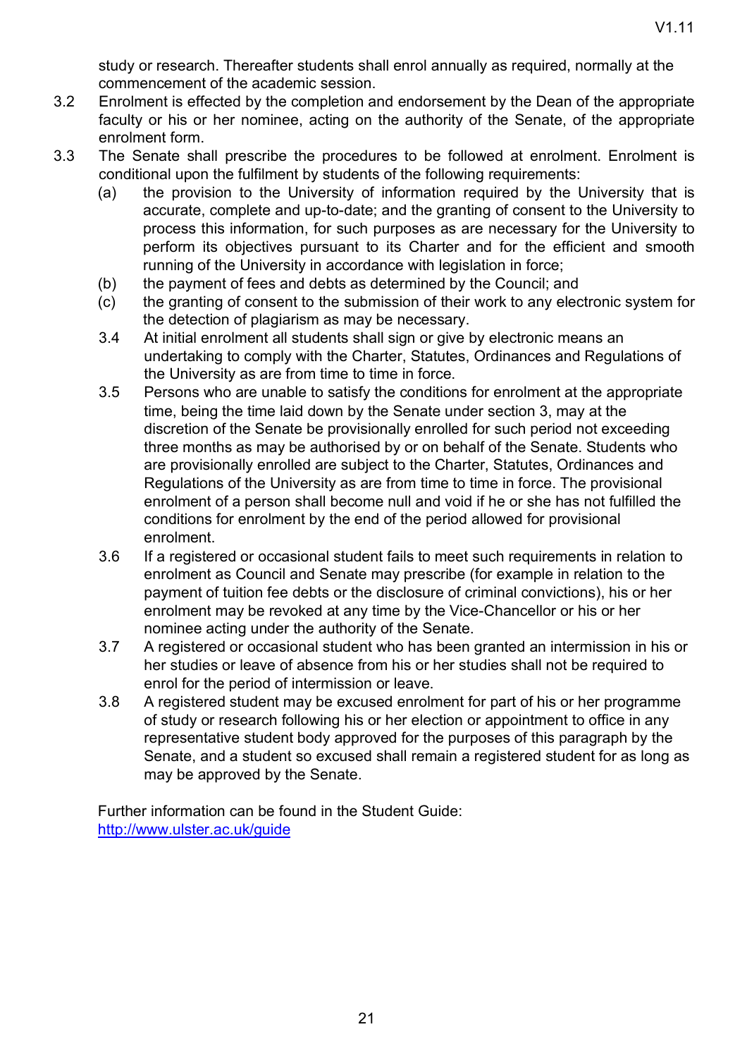study or research. Thereafter students shall enrol annually as required, normally at the commencement of the academic session.

3.2 Enrolment is effected by the completion and endorsement by the Dean of the appropriate faculty or his or her nominee, acting on the authority of the Senate, of the appropriate enrolment form.

3.3 The Senate shall prescribe the procedures to be followed at enrolment. Enrolment is conditional upon the fulfilment by students of the following requirements:

   (a) the provision to the University of information required by the University that is accurate, complete and up-to-date; and the granting of consent to the University to process this information, for such purposes as are necessary for the University to perform its objectives pursuant to its Charter and for the efficient and smooth running of the University in accordance with legislation in force;

   (b) the payment of fees and debts as determined by the Council; and

   (c) the granting of consent to the submission of their work to any electronic system for the detection of plagiarism as may be necessary.

   3.4 At initial enrolment all students shall sign or give by electronic means an undertaking to comply with the Charter, Statutes, Ordinances and Regulations of the University as are from time to time in force.

   3.5 Persons who are unable to satisfy the conditions for enrolment at the appropriate time, being the time laid down by the Senate under section 3, may at the discretion of the Senate be provisionally enrolled for such period not exceeding three months as may be authorised by or on behalf of the Senate. Students who are provisionally enrolled are subject to the Charter, Statutes, Ordinances and Regulations of the University as are from time to time in force. The provisional enrolment of a person shall become null and void if he or she has not fulfilled the conditions for enrolment by the end of the period allowed for provisional enrolment.

   3.6 If a registered or occasional student fails to meet such requirements in relation to enrolment as Council and Senate may prescribe (for example in relation to the payment of tuition fee debts or the disclosure of criminal convictions), his or her enrolment may be revoked at any time by the Vice-Chancellor or his or her nominee acting under the authority of the Senate.

   3.7 A registered or occasional student who has been granted an intermission in his or her studies or leave of absence from his or her studies shall not be required to enrol for the period of intermission or leave.

   3.8 A registered student may be excused enrolment for part of his or her programme of study or research following his or her election or appointment to office in any representative student body approved for the purposes of this paragraph by the Senate, and a student so excused shall remain a registered student for as long as may be approved by the Senate.

Further information can be found in the Student Guide: [http://www.ulster.ac.uk/guide](http://www.ulster.ac.uk/guide)